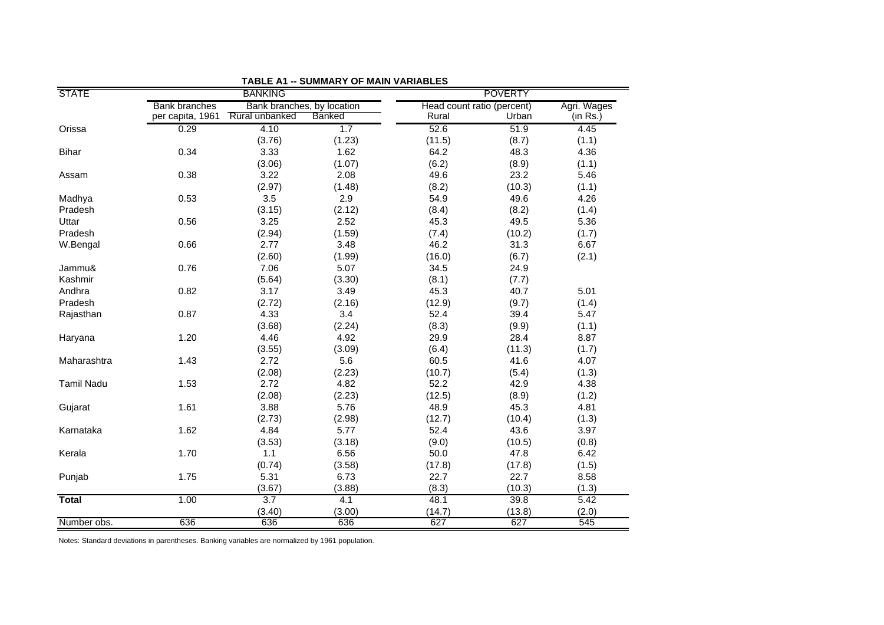**TABLE A1 -- SUMMARY OF MAIN VARIABLES**

| STATE | BANKING | | | POVERTY | | |
|---|---|---|---|---|---|---|
| | Bank branches per capita, 1961 | Bank branches, by location | | Head count ratio (percent) | | Agri. Wages (in Rs.) |
| | | Rural unbanked | Banked | Rural | Urban | |
| Orissa | 0.29 | 4.10 | 1.7 | 52.6 | 51.9 | 4.45 |
| | | (3.76) | (1.23) | (11.5) | (8.7) | (1.1) |
| Bihar | 0.34 | 3.33 | 1.62 | 64.2 | 48.3 | 4.36 |
| | | (3.06) | (1.07) | (6.2) | (8.9) | (1.1) |
| Assam | 0.38 | 3.22 | 2.08 | 49.6 | 23.2 | 5.46 |
| | | (2.97) | (1.48) | (8.2) | (10.3) | (1.1) |
| Madhya Pradesh | 0.53 | 3.5 | 2.9 | 54.9 | 49.6 | 4.26 |
| | | (3.15) | (2.12) | (8.4) | (8.2) | (1.4) |
| Uttar Pradesh | 0.56 | 3.25 | 2.52 | 45.3 | 49.5 | 5.36 |
| | | (2.94) | (1.59) | (7.4) | (10.2) | (1.7) |
| W.Bengal | 0.66 | 2.77 | 3.48 | 46.2 | 31.3 | 6.67 |
| | | (2.60) | (1.99) | (16.0) | (6.7) | (2.1) |
| Jammu& Kashmir | 0.76 | 7.06 | 5.07 | 34.5 | 24.9 | |
| | | (5.64) | (3.30) | (8.1) | (7.7) | |
| Andhra Pradesh | 0.82 | 3.17 | 3.49 | 45.3 | 40.7 | 5.01 |
| | | (2.72) | (2.16) | (12.9) | (9.7) | (1.4) |
| Rajasthan | 0.87 | 4.33 | 3.4 | 52.4 | 39.4 | 5.47 |
| | | (3.68) | (2.24) | (8.3) | (9.9) | (1.1) |
| Haryana | 1.20 | 4.46 | 4.92 | 29.9 | 28.4 | 8.87 |
| | | (3.55) | (3.09) | (6.4) | (11.3) | (1.7) |
| Maharashtra | 1.43 | 2.72 | 5.6 | 60.5 | 41.6 | 4.07 |
| | | (2.08) | (2.23) | (10.7) | (5.4) | (1.3) |
| Tamil Nadu | 1.53 | 2.72 | 4.82 | 52.2 | 42.9 | 4.38 |
| | | (2.08) | (2.23) | (12.5) | (8.9) | (1.2) |
| Gujarat | 1.61 | 3.88 | 5.76 | 48.9 | 45.3 | 4.81 |
| | | (2.73) | (2.98) | (12.7) | (10.4) | (1.3) |
| Karnataka | 1.62 | 4.84 | 5.77 | 52.4 | 43.6 | 3.97 |
| | | (3.53) | (3.18) | (9.0) | (10.5) | (0.8) |
| Kerala | 1.70 | 1.1 | 6.56 | 50.0 | 47.8 | 6.42 |
| | | (0.74) | (3.58) | (17.8) | (17.8) | (1.5) |
| Punjab | 1.75 | 5.31 | 6.73 | 22.7 | 22.7 | 8.58 |
| | | (3.67) | (3.88) | (8.3) | (10.3) | (1.3) |
| **Total** | 1.00 | 3.7 | 4.1 | 48.1 | 39.8 | 5.42 |
| | | (3.40) | (3.00) | (14.7) | (13.8) | (2.0) |
| Number obs. | 636 | 636 | 636 | 627 | 627 | 545 |

Notes: Standard deviations in parentheses. Banking variables are normalized by 1961 population.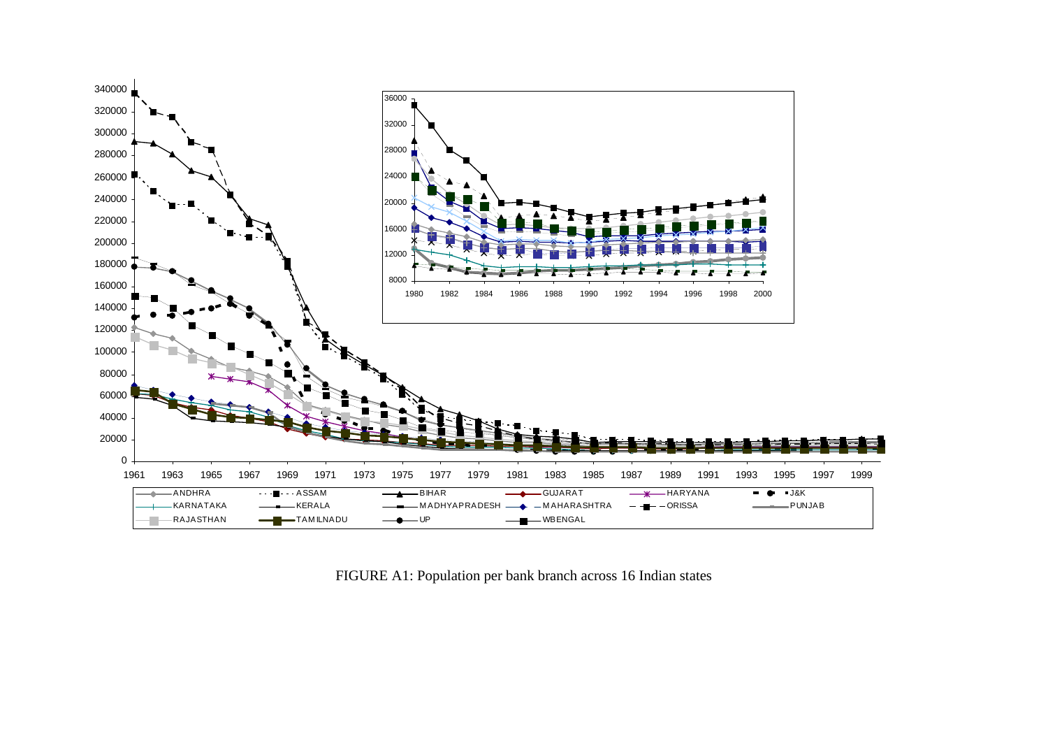FIGURE A1: Population per bank branch across 16 Indian states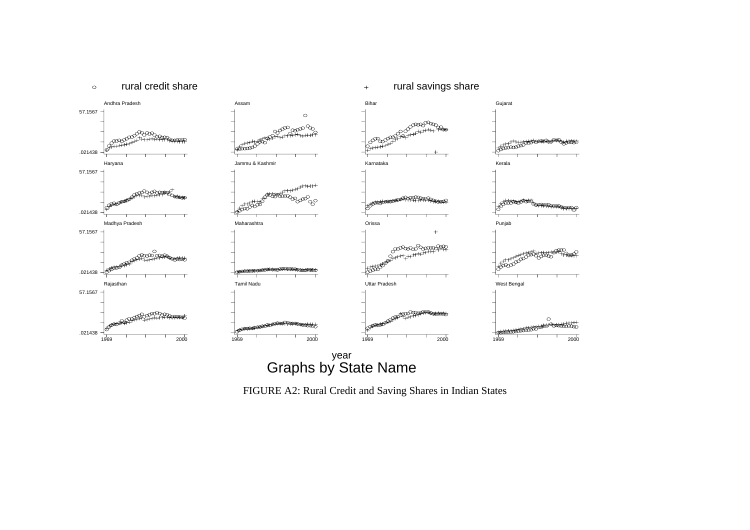FIGURE A2: Rural Credit and Saving Shares in Indian States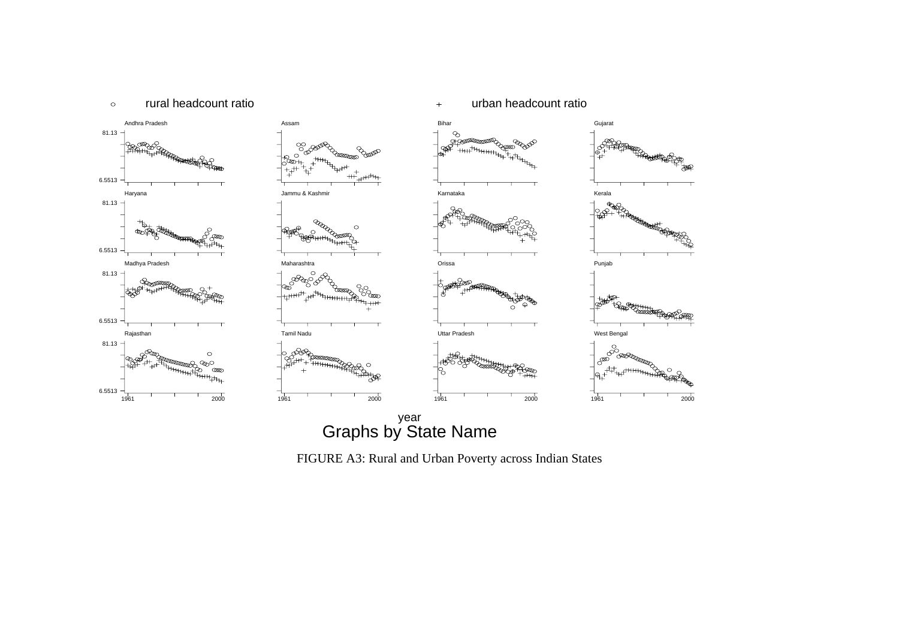FIGURE A3: Rural and Urban Poverty across Indian States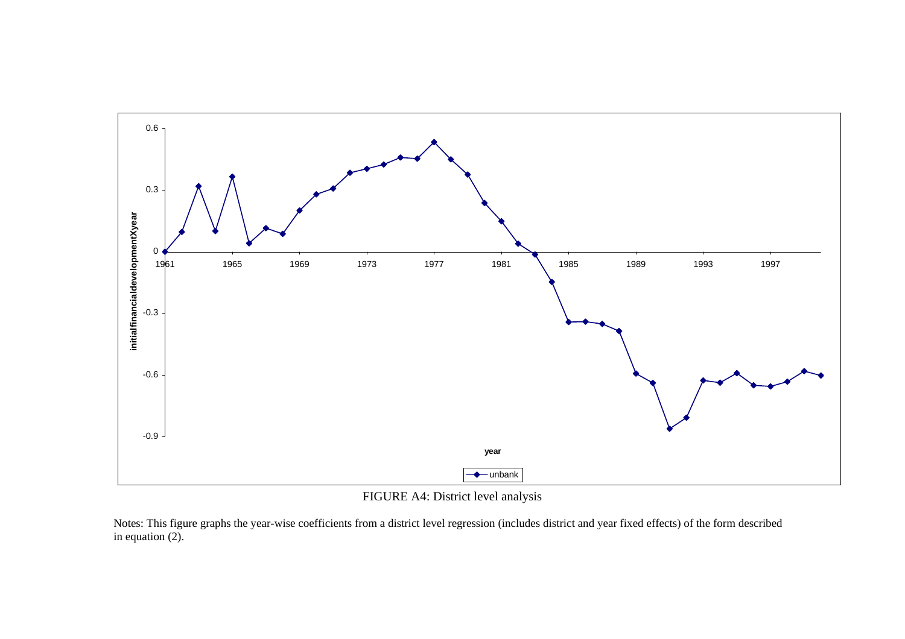0.6

0.3

0

-0.3

-0.6

-0.9

initialfinancialdevelopmentXyear

1961 1965 1969 1973 1977 1981 1985 1989 1993 1997

year

unbank

FIGURE A4: District level analysis

Notes: This figure graphs the year-wise coefficients from a district level regression (includes district and year fixed effects) of the form described in equation (2).